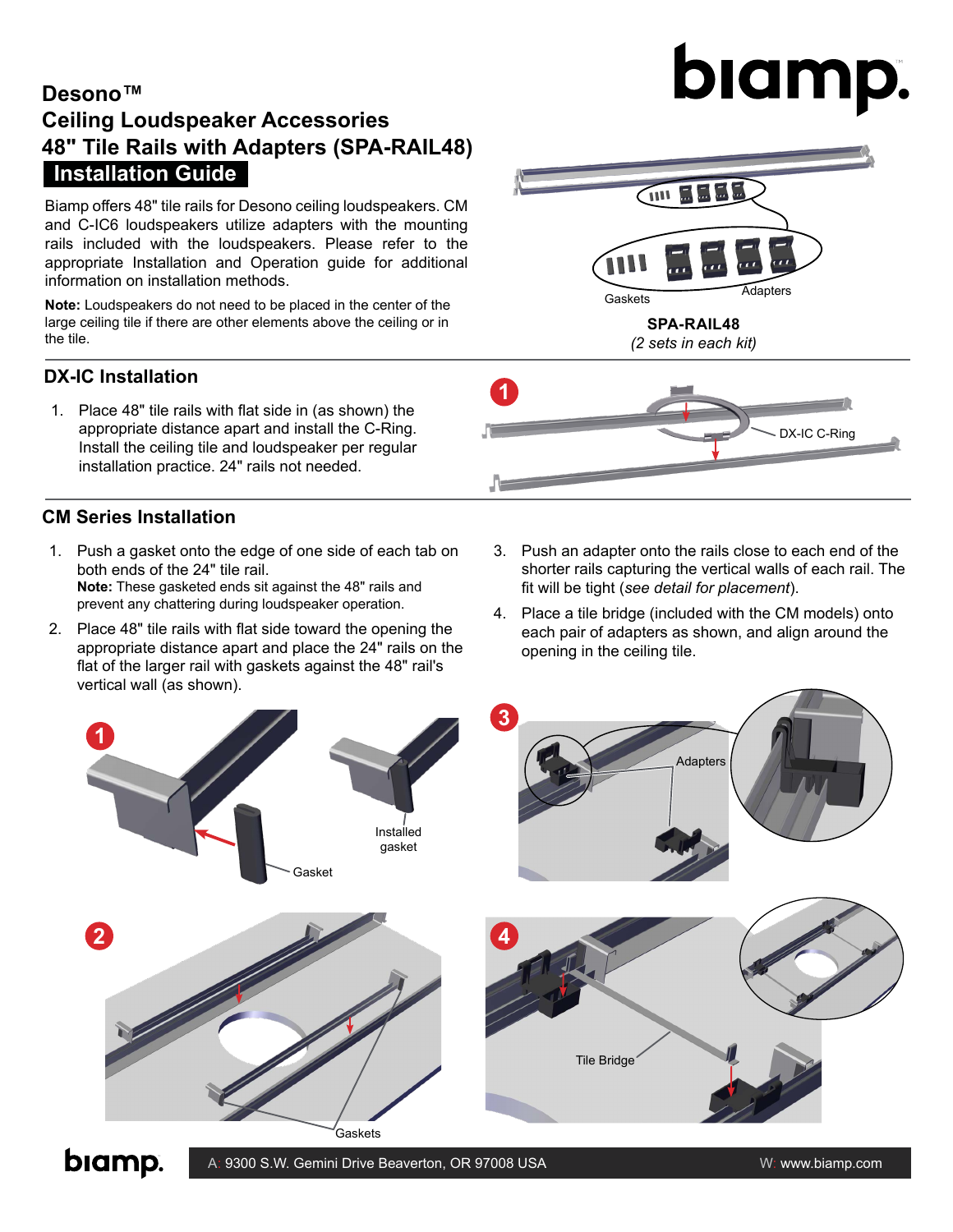# Desono™ Ceiling Loudspeaker Accessories 48" Tile Rails with Adapters (SPA-RAIL48)

## Installation Guide

Biamp offers 48" tile rails for Desono ceiling loudspeakers. CM and C-IC6 loudspeakers utilize adapters with the mounting rails included with the loudspeakers. Please refer to the appropriate Installation and Operation guide for additional information on installation methods.

**Note:** Loudspeakers do not need to be placed in the center of the large ceiling tile if there are other elements above the ceiling or in the tile.

Gaskets Adapters

**SPA-RAIL48**

*(2 sets in each kit)*

## DX-IC Installation

1. Place 48" tile rails with flat side in (as shown) the appropriate distance apart and install the C-Ring. Install the ceiling tile and loudspeaker per regular installation practice. 24" rails not needed.

DX-IC C-Ring

## CM Series Installation

1. Push a gasket onto the edge of one side of each tab on both ends of the 24" tile rail.
   **Note:** These gasketed ends sit against the 48" rails and prevent any chattering during loudspeaker operation.
2. Place 48" tile rails with flat side toward the opening the appropriate distance apart and place the 24" rails on the flat of the larger rail with gaskets against the 48" rail's vertical wall (as shown).
3. Push an adapter onto the rails close to each end of the shorter rails capturing the vertical walls of each rail. The fit will be tight (*see detail for placement*).
4. Place a tile bridge (included with the CM models) onto each pair of adapters as shown, and align around the opening in the ceiling tile.

Gasket Installed gasket

Adapters

Gaskets

Tile Bridge

A: 9300 S.W. Gemini Drive Beaverton, OR 97008 USA W: www.biamp.com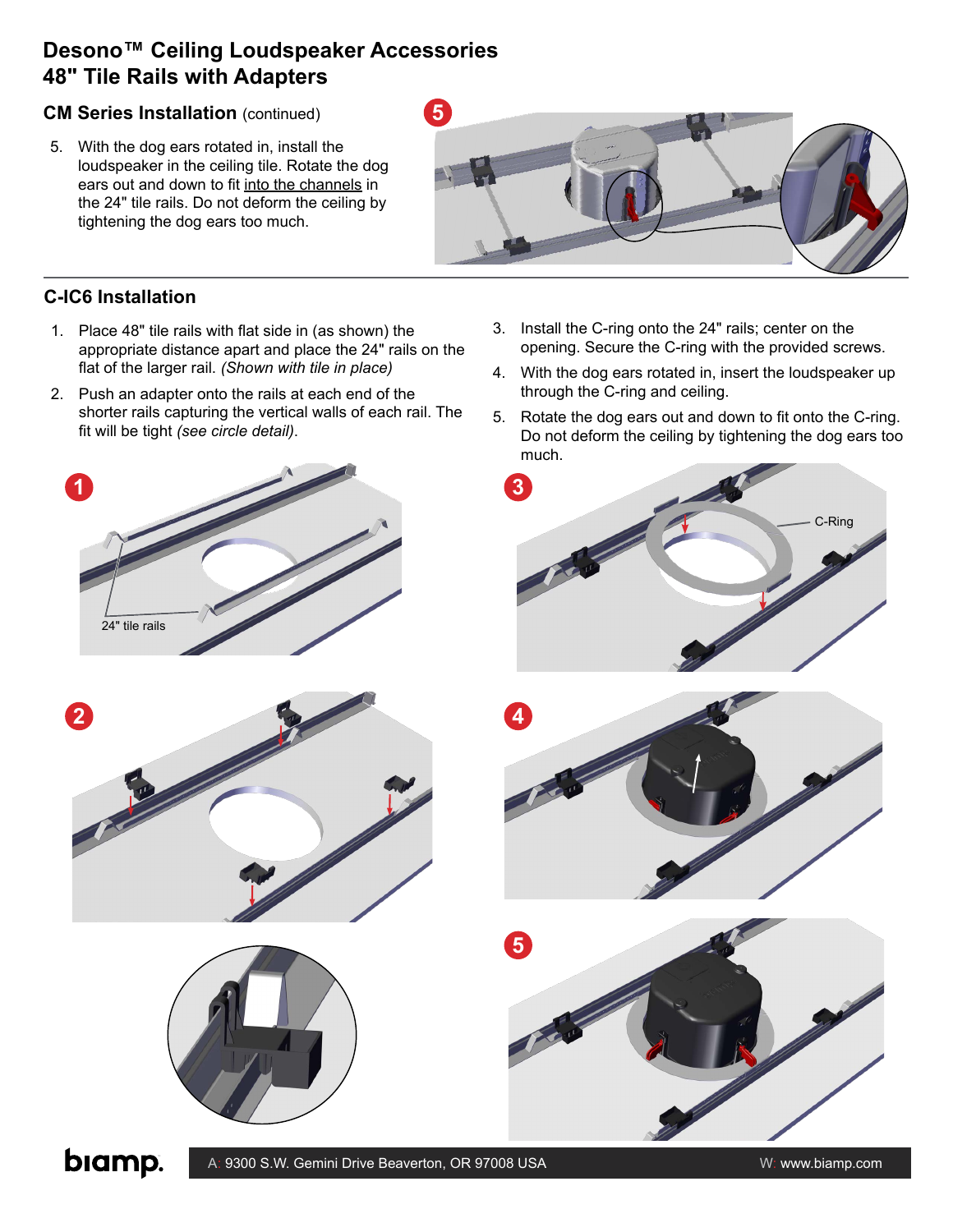# Desono™ Ceiling Loudspeaker Accessories
# 48" Tile Rails with Adapters

## CM Series Installation (continued)

5. With the dog ears rotated in, install the loudspeaker in the ceiling tile. Rotate the dog ears out and down to fit into the channels in the 24" tile rails. Do not deform the ceiling by tightening the dog ears too much.

## C-IC6 Installation

1. Place 48" tile rails with flat side in (as shown) the appropriate distance apart and place the 24" rails on the flat of the larger rail. *(Shown with tile in place)*
2. Push an adapter onto the rails at each end of the shorter rails capturing the vertical walls of each rail. The fit will be tight *(see circle detail)*.
3. Install the C-ring onto the 24" rails; center on the opening. Secure the C-ring with the provided screws.
4. With the dog ears rotated in, insert the loudspeaker up through the C-ring and ceiling.
5. Rotate the dog ears out and down to fit onto the C-ring. Do not deform the ceiling by tightening the dog ears too much.

A: 9300 S.W. Gemini Drive Beaverton, OR 97008 USA W: www.biamp.com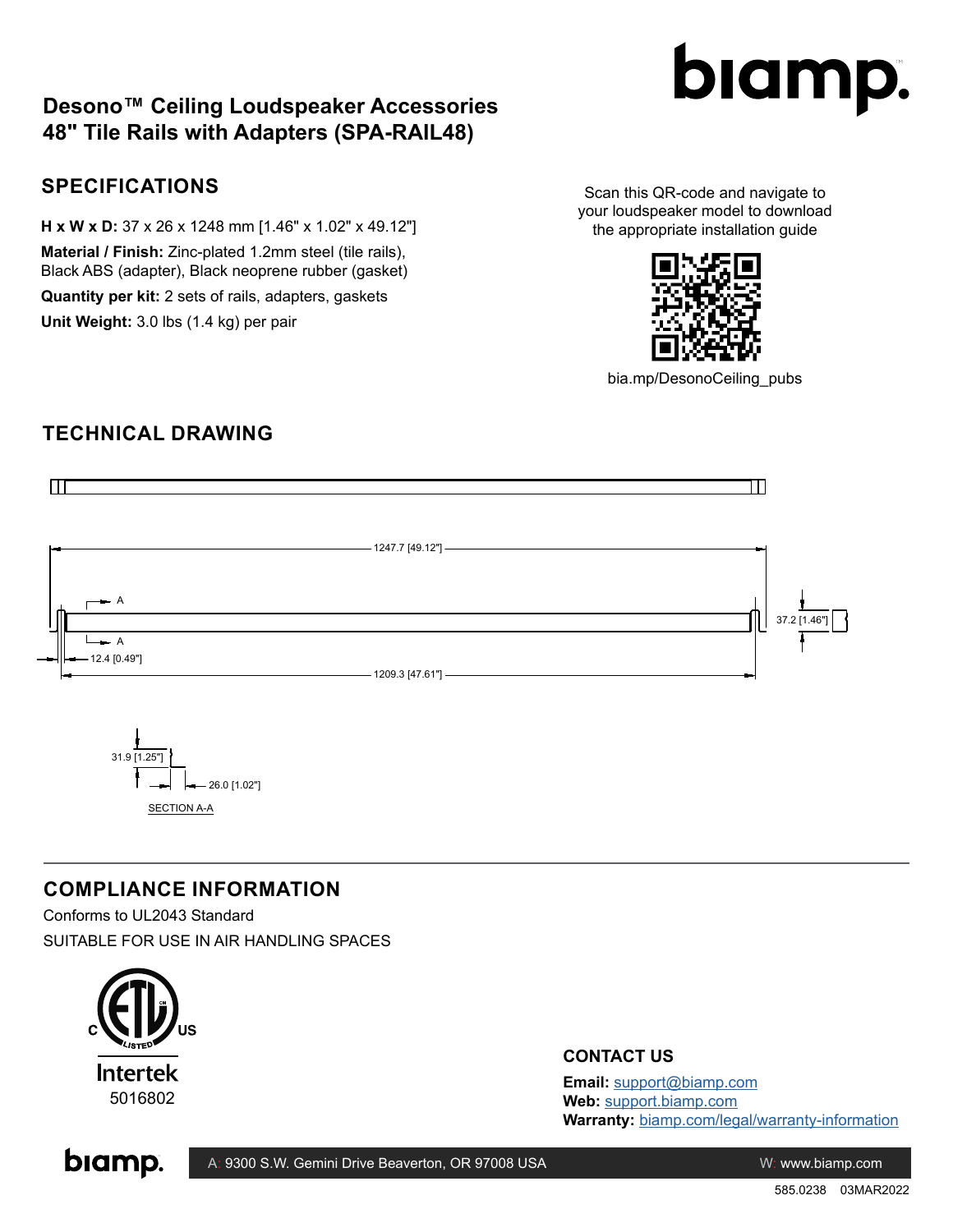# Desono™ Ceiling Loudspeaker Accessories 48" Tile Rails with Adapters (SPA-RAIL48)

## SPECIFICATIONS

**H x W x D:** 37 x 26 x 1248 mm [1.46" x 1.02" x 49.12"]

**Material / Finish:** Zinc-plated 1.2mm steel (tile rails), Black ABS (adapter), Black neoprene rubber (gasket)

**Quantity per kit:** 2 sets of rails, adapters, gaskets

**Unit Weight:** 3.0 lbs (1.4 kg) per pair

Scan this QR-code and navigate to your loudspeaker model to download the appropriate installation guide

bia.mp/DesonoCeiling_pubs

## TECHNICAL DRAWING

1247.7 [49.12"]

A

A

37.2 [1.46"]

12.4 [0.49"]

1209.3 [47.61"]

31.9 [1.25"]

26.0 [1.02"]

SECTION A-A

## COMPLIANCE INFORMATION

Conforms to UL2043 Standard

SUITABLE FOR USE IN AIR HANDLING SPACES

C US LISTED

Intertek

5016802

## CONTACT US

**Email:** support@biamp.com

**Web:** support.biamp.com

**Warranty:** biamp.com/legal/warranty-information

A: 9300 S.W. Gemini Drive Beaverton, OR 97008 USA

W: www.biamp.com

585.0238 03MAR2022